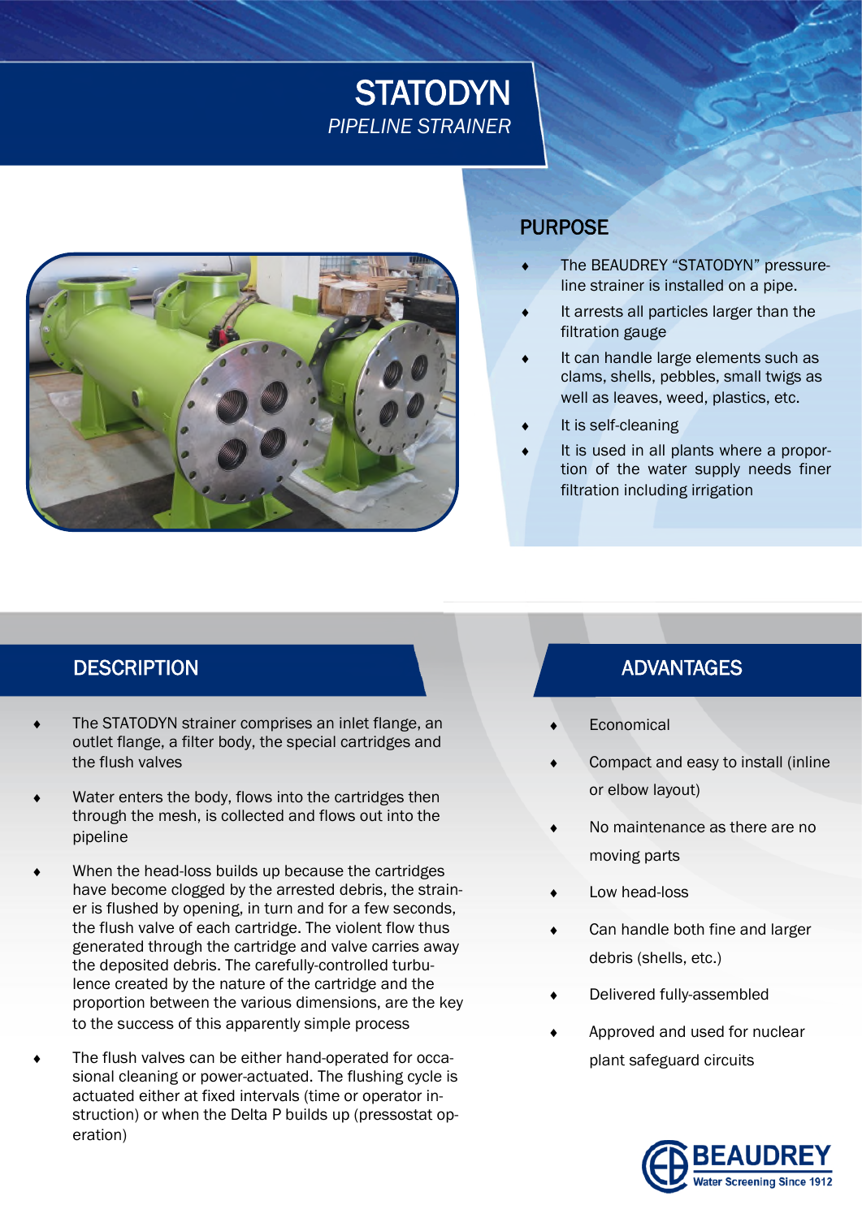# STATODYN

*PIPELINE STRAINER*

## PURPOSE

- The BEAUDREY "STATODYN" pressure-line strainer is installed on a pipe.
- It arrests all particles larger than the filtration gauge
- It can handle large elements such as clams, shells, pebbles, small twigs as well as leaves, weed, plastics, etc.
- It is self-cleaning
- It is used in all plants where a proportion of the water supply needs finer filtration including irrigation

## DESCRIPTION

- The STATODYN strainer comprises an inlet flange, an outlet flange, a filter body, the special cartridges and the flush valves
- Water enters the body, flows into the cartridges then through the mesh, is collected and flows out into the pipeline
- When the head-loss builds up because the cartridges have become clogged by the arrested debris, the strainer is flushed by opening, in turn and for a few seconds, the flush valve of each cartridge. The violent flow thus generated through the cartridge and valve carries away the deposited debris. The carefully-controlled turbulence created by the nature of the cartridge and the proportion between the various dimensions, are the key to the success of this apparently simple process
- The flush valves can be either hand-operated for occasional cleaning or power-actuated. The flushing cycle is actuated either at fixed intervals (time or operator instruction) or when the Delta P builds up (pressostat operation)

## ADVANTAGES

- Economical
- Compact and easy to install (inline or elbow layout)
- No maintenance as there are no moving parts
- Low head-loss
- Can handle both fine and larger debris (shells, etc.)
- Delivered fully-assembled
- Approved and used for nuclear plant safeguard circuits

BEAUDREY
Water Screening Since 1912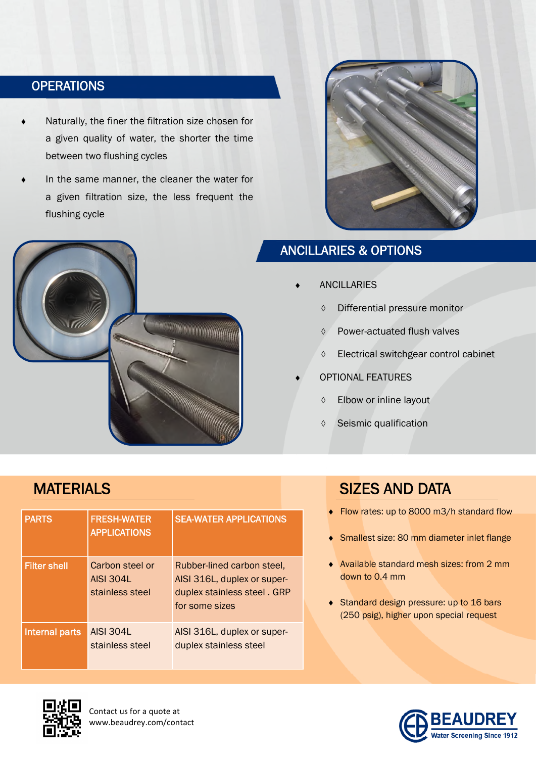## OPERATIONS

- Naturally, the finer the filtration size chosen for a given quality of water, the shorter the time between two flushing cycles
- In the same manner, the cleaner the water for a given filtration size, the less frequent the flushing cycle

## ANCILLARIES & OPTIONS

- ANCILLARIES
  - Differential pressure monitor
  - Power-actuated flush valves
  - Electrical switchgear control cabinet
- OPTIONAL FEATURES
  - Elbow or inline layout
  - Seismic qualification

## MATERIALS

| PARTS | FRESH-WATER APPLICATIONS | SEA-WATER APPLICATIONS |
|---|---|---|
| Filter shell | Carbon steel or AISI 304L stainless steel | Rubber-lined carbon steel, AISI 316L, duplex or super-duplex stainless steel . GRP for some sizes |
| Internal parts | AISI 304L stainless steel | AISI 316L, duplex or super-duplex stainless steel |

## SIZES AND DATA

- Flow rates: up to 8000 m3/h standard flow
- Smallest size: 80 mm diameter inlet flange
- Available standard mesh sizes: from 2 mm down to 0.4 mm
- Standard design pressure: up to 16 bars (250 psig), higher upon special request

Contact us for a quote at www.beaudrey.com/contact

BEAUDREY Water Screening Since 1912